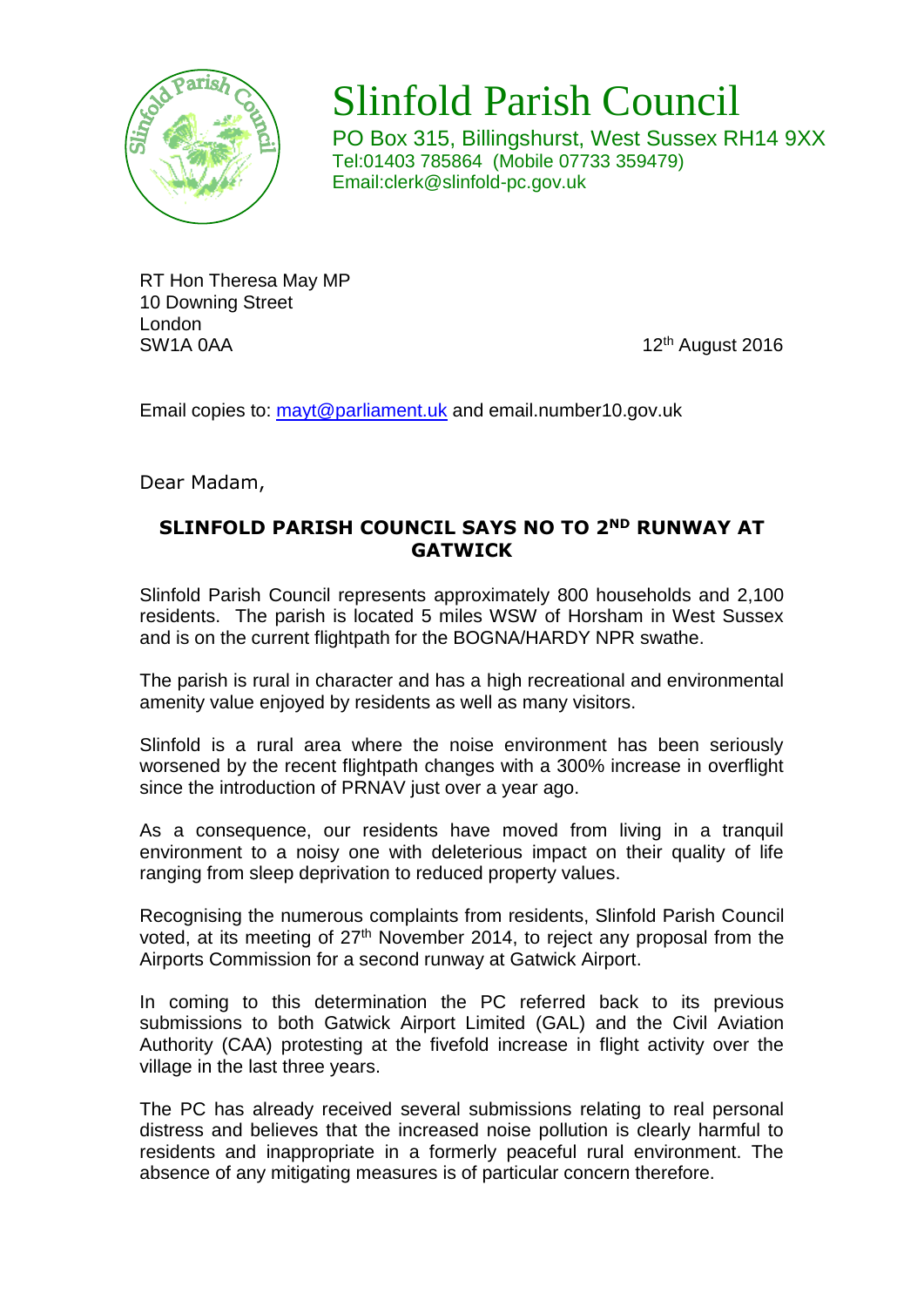# Slinfold Parish Council

PO Box 315, Billingshurst, West Sussex RH14 9XX
Tel:01403 785864 (Mobile 07733 359479)
Email:clerk@slinfold-pc.gov.uk

RT Hon Theresa May MP
10 Downing Street
London
SW1A 0AA

12th August 2016

Email copies to: mayt@parliament.uk and email.number10.gov.uk

Dear Madam,

**SLINFOLD PARISH COUNCIL SAYS NO TO 2ND RUNWAY AT GATWICK**

Slinfold Parish Council represents approximately 800 households and 2,100 residents. The parish is located 5 miles WSW of Horsham in West Sussex and is on the current flightpath for the BOGNA/HARDY NPR swathe.

The parish is rural in character and has a high recreational and environmental amenity value enjoyed by residents as well as many visitors.

Slinfold is a rural area where the noise environment has been seriously worsened by the recent flightpath changes with a 300% increase in overflight since the introduction of PRNAV just over a year ago.

As a consequence, our residents have moved from living in a tranquil environment to a noisy one with deleterious impact on their quality of life ranging from sleep deprivation to reduced property values.

Recognising the numerous complaints from residents, Slinfold Parish Council voted, at its meeting of 27th November 2014, to reject any proposal from the Airports Commission for a second runway at Gatwick Airport.

In coming to this determination the PC referred back to its previous submissions to both Gatwick Airport Limited (GAL) and the Civil Aviation Authority (CAA) protesting at the fivefold increase in flight activity over the village in the last three years.

The PC has already received several submissions relating to real personal distress and believes that the increased noise pollution is clearly harmful to residents and inappropriate in a formerly peaceful rural environment. The absence of any mitigating measures is of particular concern therefore.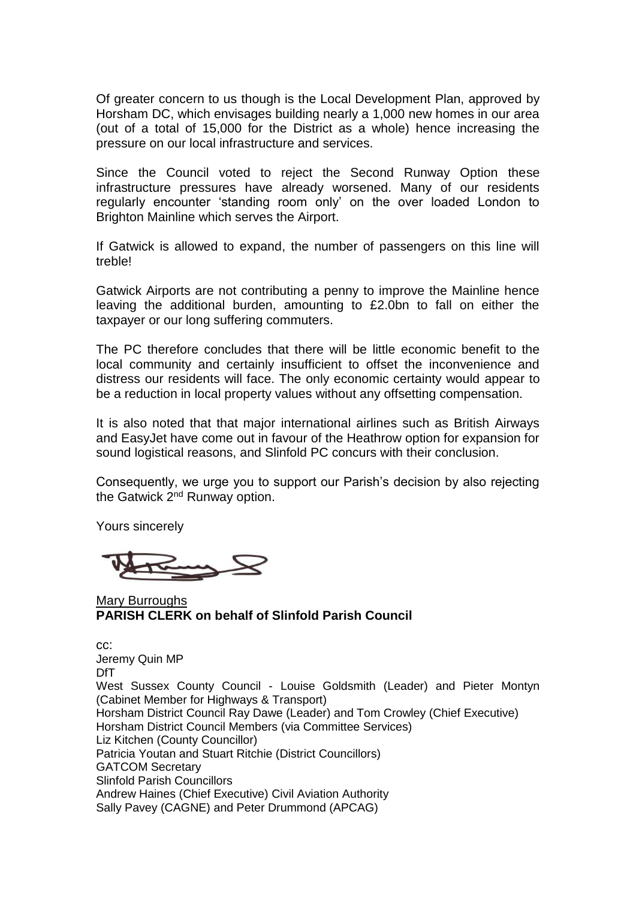Of greater concern to us though is the Local Development Plan, approved by Horsham DC, which envisages building nearly a 1,000 new homes in our area (out of a total of 15,000 for the District as a whole) hence increasing the pressure on our local infrastructure and services.

Since the Council voted to reject the Second Runway Option these infrastructure pressures have already worsened. Many of our residents regularly encounter 'standing room only' on the over loaded London to Brighton Mainline which serves the Airport.

If Gatwick is allowed to expand, the number of passengers on this line will treble!

Gatwick Airports are not contributing a penny to improve the Mainline hence leaving the additional burden, amounting to £2.0bn to fall on either the taxpayer or our long suffering commuters.

The PC therefore concludes that there will be little economic benefit to the local community and certainly insufficient to offset the inconvenience and distress our residents will face. The only economic certainty would appear to be a reduction in local property values without any offsetting compensation.

It is also noted that that major international airlines such as British Airways and EasyJet have come out in favour of the Heathrow option for expansion for sound logistical reasons, and Slinfold PC concurs with their conclusion.

Consequently, we urge you to support our Parish's decision by also rejecting the Gatwick 2nd Runway option.

Yours sincerely

Mary Burroughs
**PARISH CLERK on behalf of Slinfold Parish Council**

cc:
Jeremy Quin MP
DfT
West Sussex County Council - Louise Goldsmith (Leader) and Pieter Montyn (Cabinet Member for Highways & Transport)
Horsham District Council Ray Dawe (Leader) and Tom Crowley (Chief Executive)
Horsham District Council Members (via Committee Services)
Liz Kitchen (County Councillor)
Patricia Youtan and Stuart Ritchie (District Councillors)
GATCOM Secretary
Slinfold Parish Councillors
Andrew Haines (Chief Executive) Civil Aviation Authority
Sally Pavey (CAGNE) and Peter Drummond (APCAG)